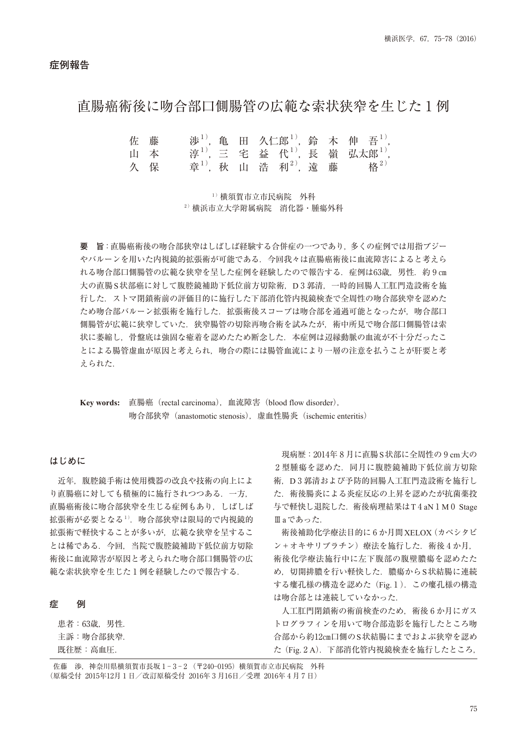症例報告

# 直腸癌術後に吻合部口側腸管の広範な索状狭窄を生じた１例

佐藤　渉[1]，亀田久仁郎[1]，鈴木伸吾[1]，
山本　淳[1]，三宅益代[1]，長嶺弘太郎[1]，
久保　章[1]，秋山浩利[2]，遠藤　格[2]

[1] 横須賀市立市民病院　外科
[2] 横浜市立大学附属病院　消化器・腫瘍外科

**要　旨**：直腸癌術後の吻合部狭窄はしばしば経験する合併症の一つであり，多くの症例では用指ブジーやバルーンを用いた内視鏡的拡張術が可能である．今回我々は直腸癌術後に血流障害によると考えられる吻合部口側腸管の広範な狭窄を呈した症例を経験したので報告する．症例は63歳，男性．約９㎝大の直腸Ｓ状部癌に対して腹腔鏡補助下低位前方切除術，Ｄ３郭清，一時的回腸人工肛門造設術を施行した．ストマ閉鎖術前の評価目的に施行した下部消化管内視鏡検査で全周性の吻合部狭窄を認めたため吻合部バルーン拡張術を施行した．拡張術後スコープは吻合部を通過可能となったが，吻合部口側腸管が広範に狭窄していた．狭窄腸管の切除再吻合術を試みたが，術中所見で吻合部口側腸管は索状に萎縮し，骨盤底は強固な癒着を認めたため断念した．本症例は辺縁動脈の血流が不十分だったことによる腸管虚血が原因と考えられ，吻合の際には腸管血流により一層の注意を払うことが肝要と考えられた．

**Key words:**　直腸癌（rectal carcinoma），血流障害（blood flow disorder），
吻合部狭窄（anastomotic stenosis），虚血性腸炎（ischemic enteritis）

## はじめに

近年，腹腔鏡手術は使用機器の改良や技術の向上により直腸癌に対しても積極的に施行されつつある．一方，直腸癌術後に吻合部狭窄を生じる症例もあり，しばしば拡張術が必要となる[1]．吻合部狭窄は限局的で内視鏡的拡張術で軽快することが多いが，広範な狭窄を呈することは稀である．今回，当院で腹腔鏡補助下低位前方切除術後に血流障害が原因と考えられた吻合部口側腸管の広範な索状狭窄を生じた１例を経験したので報告する．

## 症　例

患者：63歳，男性．
主訴：吻合部狭窄．
既往歴：高血圧．

現病歴：2014年８月に直腸Ｓ状部に全周性の９cm大の２型腫瘍を認めた．同月に腹腔鏡補助下低位前方切除術，Ｄ３郭清および予防的回腸人工肛門造設術を施行した．術後腸炎による炎症反応の上昇を認めたが抗菌薬投与で軽快し退院した．術後病理結果はＴ４aＮ１Ｍ０ Stage Ⅲａであった．

術後補助化学療法目的に６か月間XELOX（カペシタビン＋オキサリプラチン）療法を施行した．術後４か月，術後化学療法施行中に左下腹部の腹壁膿瘍を認めたため，切開排膿を行い軽快した．膿瘍からＳ状結腸に連続する瘻孔様の構造を認めた（Fig.１）．この瘻孔様の構造は吻合部とは連続していなかった．

人工肛門閉鎖術の術前検査のため，術後６か月にガストログラフィンを用いて吻合部造影を施行したところ吻合部から約12㎝口側のＳ状結腸にまでおよぶ狭窄を認めた（Fig.２A）．下部消化管内視鏡検査を施行したところ，

佐藤　渉，神奈川県横須賀市長坂１－３－２（〒240-0195）横須賀市立市民病院　外科
（原稿受付 2015年12月１日／改訂原稿受付 2016年３月16日／受理 2016年４月７日）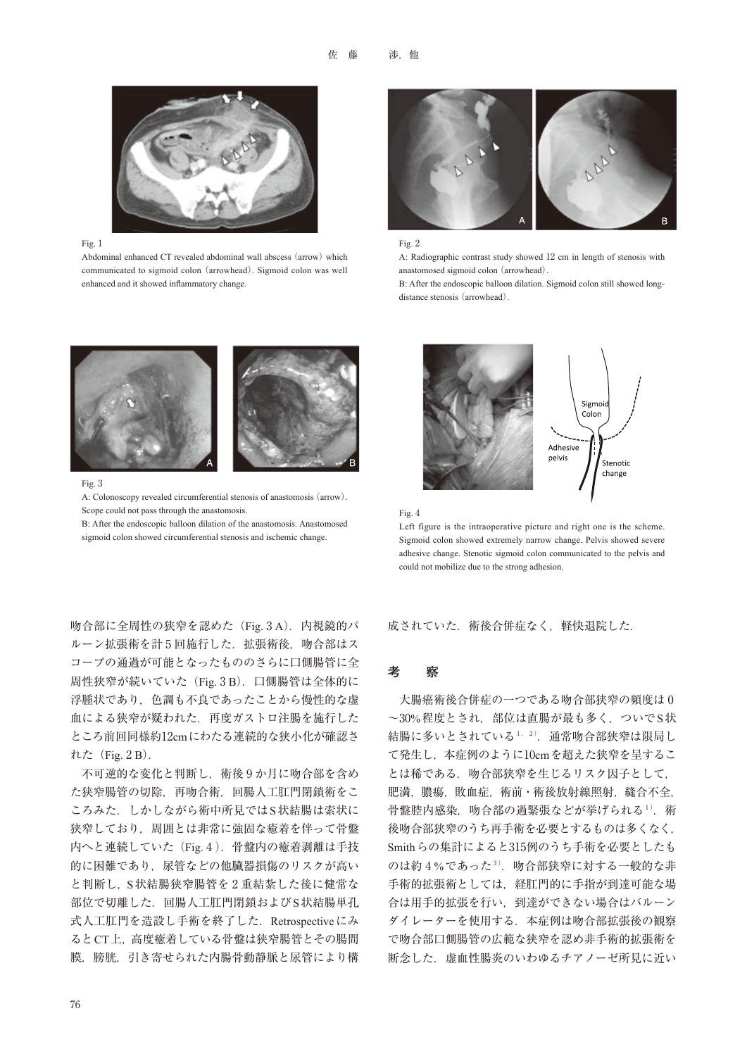Fig. 1

Abdominal enhanced CT revealed abdominal wall abscess (arrow) which communicated to sigmoid colon (arrowhead). Sigmoid colon was well enhanced and it showed inflammatory change.

Fig. 2

A: Radiographic contrast study showed 12 cm in length of stenosis with anastomosed sigmoid colon (arrowhead).

B: After the endoscopic balloon dilation. Sigmoid colon still showed long-distance stenosis (arrowhead).

Fig. 3

A: Colonoscopy revealed circumferential stenosis of anastomosis (arrow). Scope could not pass through the anastomosis.

B: After the endoscopic balloon dilation of the anastomosis. Anastomosed sigmoid colon showed circumferential stenosis and ischemic change.

Fig. 4

Left figure is the intraoperative picture and right one is the scheme. Sigmoid colon showed extremely narrow change. Pelvis showed severe adhesive change. Stenotic sigmoid colon communicated to the pelvis and could not mobilize due to the strong adhesion.

吻合部に全周性の狭窄を認めた（Fig. 3 A）．内視鏡的バルーン拡張術を計５回施行した．拡張術後，吻合部はスコープの通過が可能となったもののさらに口側腸管に全周性狭窄が続いていた（Fig. 3 B）．口側腸管は全体的に浮腫状であり，色調も不良であったことから慢性的な虚血による狭窄が疑われた．再度ガストロ注腸を施行したところ前回同様約12cmにわたる連続的な狭小化が確認された（Fig. 2 B）．

不可逆的な変化と判断し，術後９か月に吻合部を含めた狭窄腸管の切除，再吻合術，回腸人工肛門閉鎖術をこころみた．しかしながら術中所見ではＳ状結腸は索状に狭窄しており，周囲とは非常に強固な癒着を伴って骨盤内へと連続していた（Fig. 4）．骨盤内の癒着剥離は手技的に困難であり，尿管などの他臓器損傷のリスクが高いと判断し，Ｓ状結腸狭窄腸管を２重結紮した後に健常な部位で切離した．回腸人工肛門閉鎖およびＳ状結腸単孔式人工肛門を造設し手術を終了した．Retrospectiveにみると CT上，高度癒着している骨盤は狭窄腸管とその腸間膜，膀胱，引き寄せられた内腸骨動静脈と尿管により構成されていた．術後合併症なく，軽快退院した．

## 考　察

大腸癌術後合併症の一つである吻合部狭窄の頻度は０～30%程度とされ，部位は直腸が最も多く，ついでＳ状結腸に多いとされている[1, 2]．通常吻合部狭窄は限局して発生し，本症例のように10cmを超えた狭窄を呈することは稀である．吻合部狭窄を生じるリスク因子として，肥満，膿瘍，敗血症，術前・術後放射線照射，縫合不全，骨盤腔内感染，吻合部の過緊張などが挙げられる[1]．術後吻合部狭窄のうち再手術を必要とするものは多くなく，Smithらの集計によると315例のうち手術を必要としたものは約４%であった[3]．吻合部狭窄に対する一般的な非手術的拡張術としては，経肛門的に手指が到達可能な場合は用手的拡張を行い，到達ができない場合はバルーンダイレーターを使用する．本症例は吻合部拡張後の観察で吻合部口側腸管の広範な狭窄を認め非手術的拡張術を断念した．虚血性腸炎のいわゆるチアノーゼ所見に近い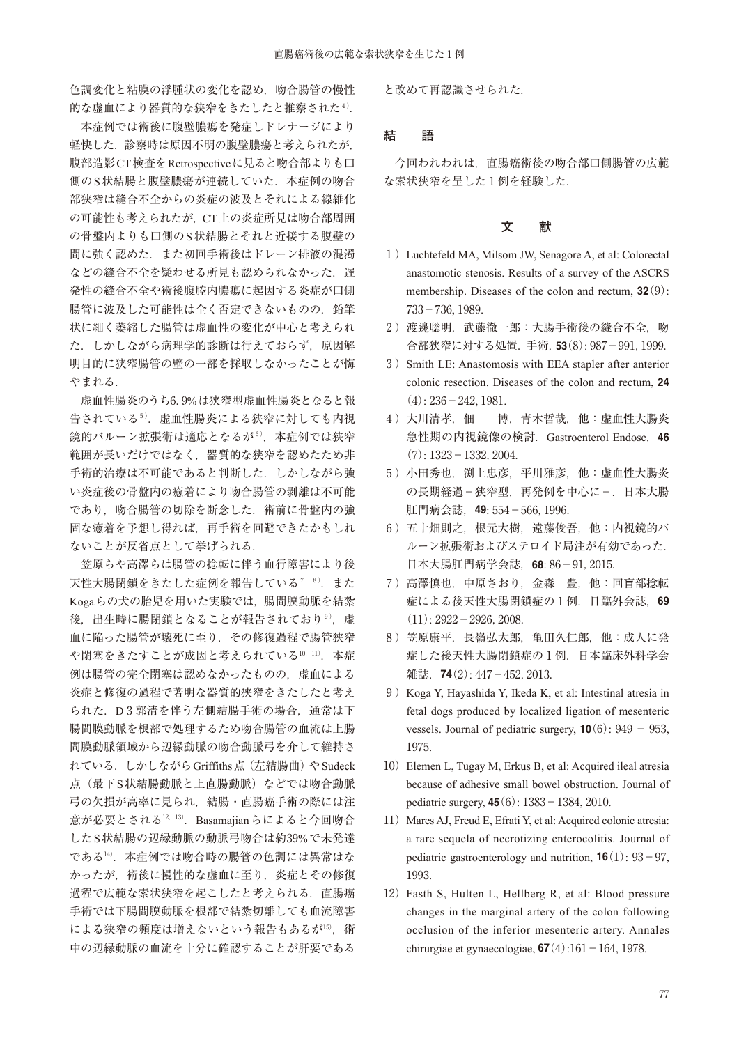色調変化と粘膜の浮腫状の変化を認め，吻合腸管の慢性的な虚血により器質的な狭窄をきたしたと推察された[4]．

本症例では術後に腹壁膿瘍を発症しドレナージにより軽快した．診察時は原因不明の腹壁膿瘍と考えられたが，腹部造影CT検査をRetrospectiveに見ると吻合部よりも口側のＳ状結腸と腹壁膿瘍が連続していた．本症例の吻合部狭窄は縫合不全からの炎症の波及とそれによる線維化の可能性も考えられたが，CT上の炎症所見は吻合部周囲の骨盤内よりも口側のＳ状結腸とそれと近接する腹壁の間に強く認めた．また初回手術後はドレーン排液の混濁などの縫合不全を疑わせる所見も認められなかった．遅発性の縫合不全や術後腹腔内膿瘍に起因する炎症が口側腸管に波及した可能性は全く否定できないものの，鉛筆状に細く萎縮した腸管は虚血性の変化が中心と考えられた．しかしながら病理学的診断は行えておらず，原因解明目的に狭窄腸管の壁の一部を採取しなかったことが悔やまれる．

虚血性腸炎のうち6.9%は狭窄型虚血性腸炎となると報告されている[5]．虚血性腸炎による狭窄に対しても内視鏡的バルーン拡張術は適応となるが[6]，本症例では狭窄範囲が長いだけではなく，器質的な狭窄を認めたため非手術的治療は不可能であると判断した．しかしながら強い炎症後の骨盤内の癒着により吻合腸管の剥離は不可能であり，吻合腸管の切除を断念した．術前に骨盤内の強固な癒着を予想し得れば，再手術を回避できたかもしれないことが反省点として挙げられる．

笠原らや高澤らは腸管の捻転に伴う血行障害により後天性大腸閉鎖をきたした症例を報告している[7, 8]．またKogaらの犬の胎児を用いた実験では，腸間膜動脈を結紮後，出生時に腸閉鎖となることが報告されており[9]，虚血に陥った腸管が壊死に至り，その修復過程で腸管狭窄や閉塞をきたすことが成因と考えられている[10, 11]．本症例は腸管の完全閉塞は認めなかったものの，虚血による炎症と修復の過程で著明な器質的狭窄をきたしたと考えられた．Ｄ３郭清を伴う左側結腸手術の場合，通常は下腸間膜動脈を根部で処理するため吻合腸管の血流は上腸間膜動脈領域から辺縁動脈の吻合動脈弓を介して維持されている．しかしながらGriffiths点（左結腸曲）やSudeck点（最下Ｓ状結腸動脈と上直腸動脈）などでは吻合動脈弓の欠損が高率に見られ，結腸・直腸癌手術の際には注意が必要とされる[12, 13]．Basamajianらによると今回吻合したＳ状結腸の辺縁動脈の動脈弓吻合は約39%で未発達である[14]．本症例では吻合時の腸管の色調には異常はなかったが，術後に慢性的な虚血に至り，炎症とその修復過程で広範な索状狭窄を起こしたと考えられる．直腸癌手術では下腸間膜動脈を根部で結紮切離しても血流障害による狭窄の頻度は増えないという報告もあるが[15]，術中の辺縁動脈の血流を十分に確認することが肝要であると改めて再認識させられた．

## 結　語

今回われわれは，直腸癌術後の吻合部口側腸管の広範な索状狭窄を呈した１例を経験した．

## 文　献

1）Luchtefeld MA, Milsom JW, Senagore A, et al: Colorectal anastomotic stenosis. Results of a survey of the ASCRS membership. Diseases of the colon and rectum, **32**(9): 733－736, 1989.

2）渡邊聡明，武藤徹一郎：大腸手術後の縫合不全，吻合部狭窄に対する処置．手術, **53**(8): 987－991, 1999.

3）Smith LE: Anastomosis with EEA stapler after anterior colonic resection. Diseases of the colon and rectum, **24**(4): 236－242, 1981.

4）大川清孝，佃　博，青木哲哉，他：虚血性大腸炎急性期の内視鏡像の検討．Gastroenterol Endosc，**46**(7): 1323－1332, 2004.

5）小田秀也，渕上忠彦，平川雅彦，他：虚血性大腸炎の長期経過－狭窄型，再発例を中心に－．日本大腸肛門病会誌，**49**: 554－566, 1996.

6）五十畑則之，根元大樹，遠藤俊吾，他：内視鏡的バルーン拡張術およびステロイド局注が有効であった．日本大腸肛門病学会誌，**68**: 86－91, 2015.

7）高澤慎也，中原さおり，金森　豊，他：回盲部捻転症による後天性大腸閉鎖症の１例．日臨外会誌，**69**(11): 2922－2926, 2008.

8）笠原康平，長嶺弘太郎，亀田久仁郎，他：成人に発症した後天性大腸閉鎖症の１例．日本臨床外科学会雑誌，**74**(2): 447－452, 2013.

9）Koga Y, Hayashida Y, Ikeda K, et al: Intestinal atresia in fetal dogs produced by localized ligation of mesenteric vessels. Journal of pediatric surgery, **10**(6): 949 － 953, 1975.

10）Elemen L, Tugay M, Erkus B, et al: Acquired ileal atresia because of adhesive small bowel obstruction. Journal of pediatric surgery, **45**(6): 1383－1384, 2010.

11）Mares AJ, Freud E, Efrati Y, et al: Acquired colonic atresia: a rare sequela of necrotizing enterocolitis. Journal of pediatric gastroenterology and nutrition, **16**(1): 93－97, 1993.

12）Fasth S, Hulten L, Hellberg R, et al: Blood pressure changes in the marginal artery of the colon following occlusion of the inferior mesenteric artery. Annales chirurgiae et gynaecologiae, **67**(4):161－164, 1978.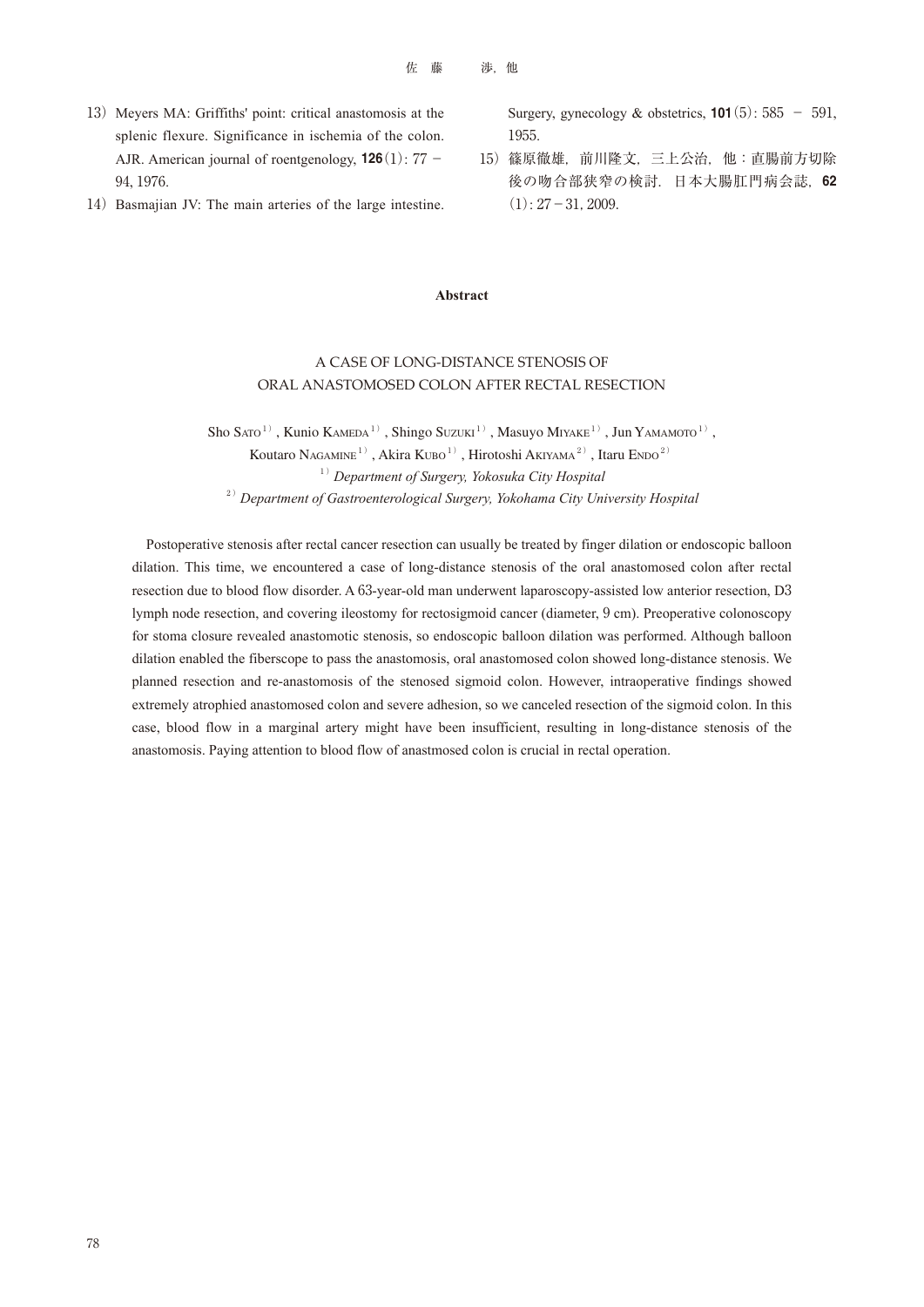13) Meyers MA: Griffiths' point: critical anastomosis at the splenic flexure. Significance in ischemia of the colon. AJR. American journal of roentgenology, **126**(1): 77 − 94, 1976.

14) Basmajian JV: The main arteries of the large intestine. Surgery, gynecology & obstetrics, **101**(5): 585 − 591, 1955.

15) 篠原徹雄，前川隆文，三上公治，他：直腸前方切除後の吻合部狭窄の検討．日本大腸肛門病会誌，**62**(1): 27 − 31, 2009.

**Abstract**

## A CASE OF LONG-DISTANCE STENOSIS OF ORAL ANASTOMOSED COLON AFTER RECTAL RESECTION

Sho Sato[1], Kunio Kameda[1], Shingo Suzuki[1], Masuyo Miyake[1], Jun Yamamoto[1], Koutaro Nagamine[1], Akira Kubo[1], Hirotoshi Akiyama[2], Itaru Endo[2]

[1] *Department of Surgery, Yokosuka City Hospital*

[2] *Department of Gastroenterological Surgery, Yokohama City University Hospital*

Postoperative stenosis after rectal cancer resection can usually be treated by finger dilation or endoscopic balloon dilation. This time, we encountered a case of long-distance stenosis of the oral anastomosed colon after rectal resection due to blood flow disorder. A 63-year-old man underwent laparoscopy-assisted low anterior resection, D3 lymph node resection, and covering ileostomy for rectosigmoid cancer (diameter, 9 cm). Preoperative colonoscopy for stoma closure revealed anastomotic stenosis, so endoscopic balloon dilation was performed. Although balloon dilation enabled the fiberscope to pass the anastomosis, oral anastomosed colon showed long-distance stenosis. We planned resection and re-anastomosis of the stenosed sigmoid colon. However, intraoperative findings showed extremely atrophied anastomosed colon and severe adhesion, so we canceled resection of the sigmoid colon. In this case, blood flow in a marginal artery might have been insufficient, resulting in long-distance stenosis of the anastomosis. Paying attention to blood flow of anastmosed colon is crucial in rectal operation.